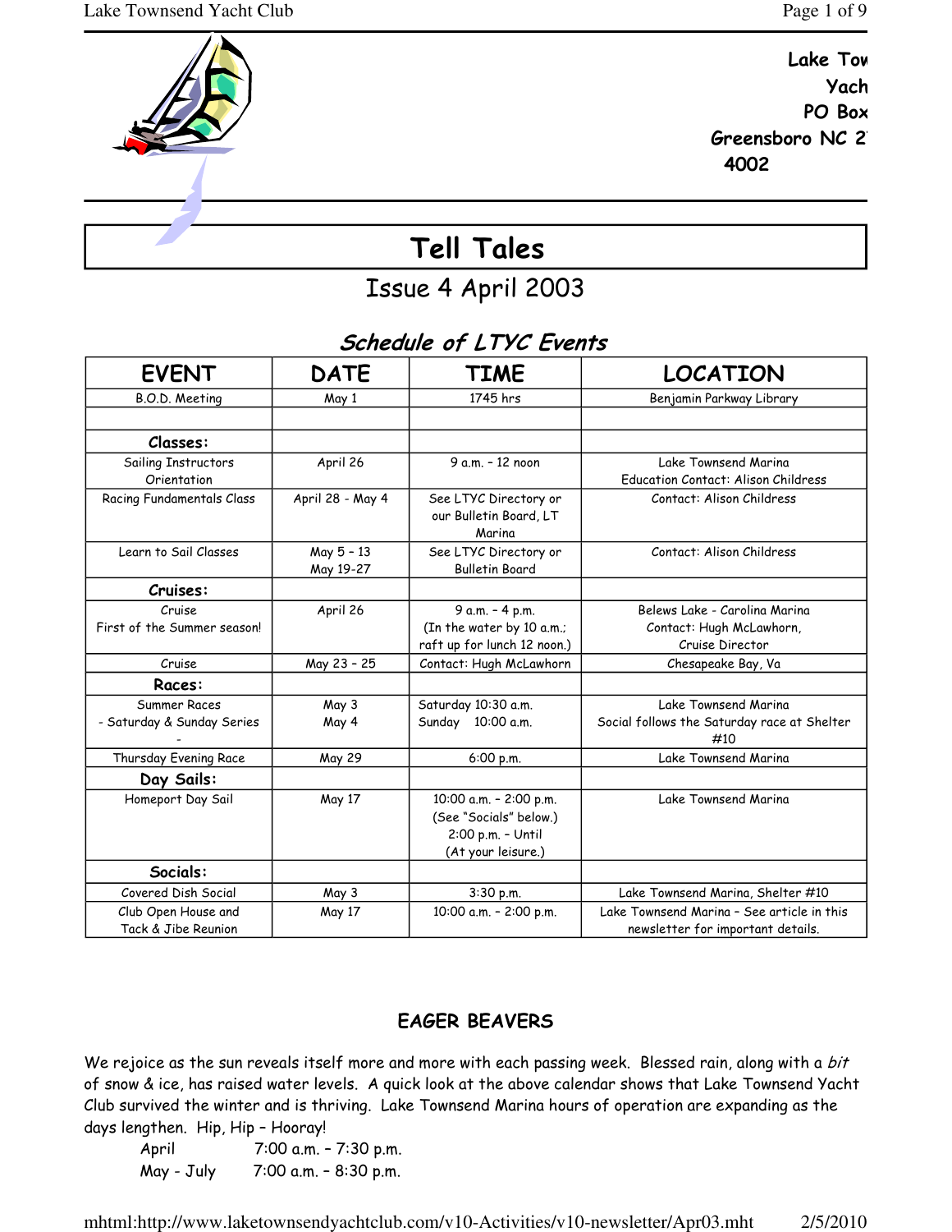Lake Tow
Yach
PO Box
Greensboro NC 2
4002

# Tell Tales

## Issue 4 April 2003

### *Schedule of LTYC Events*

| EVENT | DATE | TIME | LOCATION |
|---|---|---|---|
| B.O.D. Meeting | May 1 | 1745 hrs | Benjamin Parkway Library |
| | | | |
| **Classes:** | | | |
| Sailing Instructors Orientation | April 26 | 9 a.m. – 12 noon | Lake Townsend Marina Education Contact: Alison Childress |
| Racing Fundamentals Class | April 28 - May 4 | See LTYC Directory or our Bulletin Board, LT Marina | Contact: Alison Childress |
| Learn to Sail Classes | May 5 – 13 May 19-27 | See LTYC Directory or Bulletin Board | Contact: Alison Childress |
| **Cruises:** | | | |
| Cruise First of the Summer season! | April 26 | 9 a.m. – 4 p.m. (In the water by 10 a.m.; raft up for lunch 12 noon.) | Belews Lake - Carolina Marina Contact: Hugh McLawhorn, Cruise Director |
| Cruise | May 23 – 25 | Contact: Hugh McLawhorn | Chesapeake Bay, Va |
| **Races:** | | | |
| Summer Races - Saturday & Sunday Series - | May 3 May 4 | Saturday 10:30 a.m. Sunday 10:00 a.m. | Lake Townsend Marina Social follows the Saturday race at Shelter #10 |
| Thursday Evening Race | May 29 | 6:00 p.m. | Lake Townsend Marina |
| **Day Sails:** | | | |
| Homeport Day Sail | May 17 | 10:00 a.m. – 2:00 p.m. (See "Socials" below.) 2:00 p.m. – Until (At your leisure.) | Lake Townsend Marina |
| **Socials:** | | | |
| Covered Dish Social | May 3 | 3:30 p.m. | Lake Townsend Marina, Shelter #10 |
| Club Open House and Tack & Jibe Reunion | May 17 | 10:00 a.m. – 2:00 p.m. | Lake Townsend Marina – See article in this newsletter for important details. |

### EAGER BEAVERS

We rejoice as the sun reveals itself more and more with each passing week. Blessed rain, along with a *bit* of snow & ice, has raised water levels. A quick look at the above calendar shows that Lake Townsend Yacht Club survived the winter and is thriving. Lake Townsend Marina hours of operation are expanding as the days lengthen. Hip, Hip – Hooray!

April 7:00 a.m. – 7:30 p.m.
May - July 7:00 a.m. – 8:30 p.m.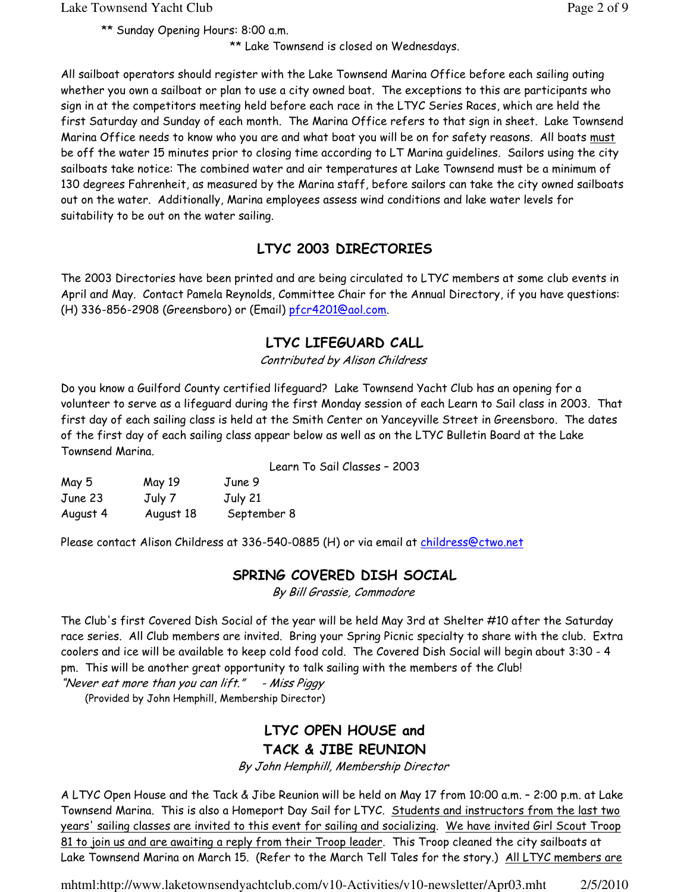** Sunday Opening Hours: 8:00 a.m.

** Lake Townsend is closed on Wednesdays.

All sailboat operators should register with the Lake Townsend Marina Office before each sailing outing whether you own a sailboat or plan to use a city owned boat. The exceptions to this are participants who sign in at the competitors meeting held before each race in the LTYC Series Races, which are held the first Saturday and Sunday of each month. The Marina Office refers to that sign in sheet. Lake Townsend Marina Office needs to know who you are and what boat you will be on for safety reasons. All boats <u>must</u> be off the water 15 minutes prior to closing time according to LT Marina guidelines. Sailors using the city sailboats take notice: The combined water and air temperatures at Lake Townsend must be a minimum of 130 degrees Fahrenheit, as measured by the Marina staff, before sailors can take the city owned sailboats out on the water. Additionally, Marina employees assess wind conditions and lake water levels for suitability to be out on the water sailing.

## LTYC 2003 DIRECTORIES

The 2003 Directories have been printed and are being circulated to LTYC members at some club events in April and May. Contact Pamela Reynolds, Committee Chair for the Annual Directory, if you have questions: (H) 336-856-2908 (Greensboro) or (Email) pfcr4201@aol.com.

## LTYC LIFEGUARD CALL

*Contributed by Alison Childress*

Do you know a Guilford County certified lifeguard? Lake Townsend Yacht Club has an opening for a volunteer to serve as a lifeguard during the first Monday session of each Learn to Sail class in 2003. That first day of each sailing class is held at the Smith Center on Yanceyville Street in Greensboro. The dates of the first day of each sailing class appear below as well as on the LTYC Bulletin Board at the Lake Townsend Marina.

Learn To Sail Classes – 2003

| | | |
|---|---|---|
| May 5 | May 19 | June 9 |
| June 23 | July 7 | July 21 |
| August 4 | August 18 | September 8 |

Please contact Alison Childress at 336-540-0885 (H) or via email at childress@ctwo.net

## SPRING COVERED DISH SOCIAL

*By Bill Grossie, Commodore*

The Club's first Covered Dish Social of the year will be held May 3rd at Shelter #10 after the Saturday race series. All Club members are invited. Bring your Spring Picnic specialty to share with the club. Extra coolers and ice will be available to keep cold food cold. The Covered Dish Social will begin about 3:30 - 4 pm. This will be another great opportunity to talk sailing with the members of the Club!

*"Never eat more than you can lift." - Miss Piggy*

(Provided by John Hemphill, Membership Director)

## LTYC OPEN HOUSE and TACK & JIBE REUNION

*By John Hemphill, Membership Director*

A LTYC Open House and the Tack & Jibe Reunion will be held on May 17 from 10:00 a.m. – 2:00 p.m. at Lake Townsend Marina. This is also a Homeport Day Sail for LTYC. <u>Students and instructors from the last two years' sailing classes are invited to this event for sailing and socializing</u>. <u>We have invited Girl Scout Troop 81 to join us and are awaiting a reply from their Troop leader</u>. This Troop cleaned the city sailboats at Lake Townsend Marina on March 15. (Refer to the March Tell Tales for the story.) <u>All LTYC members are</u>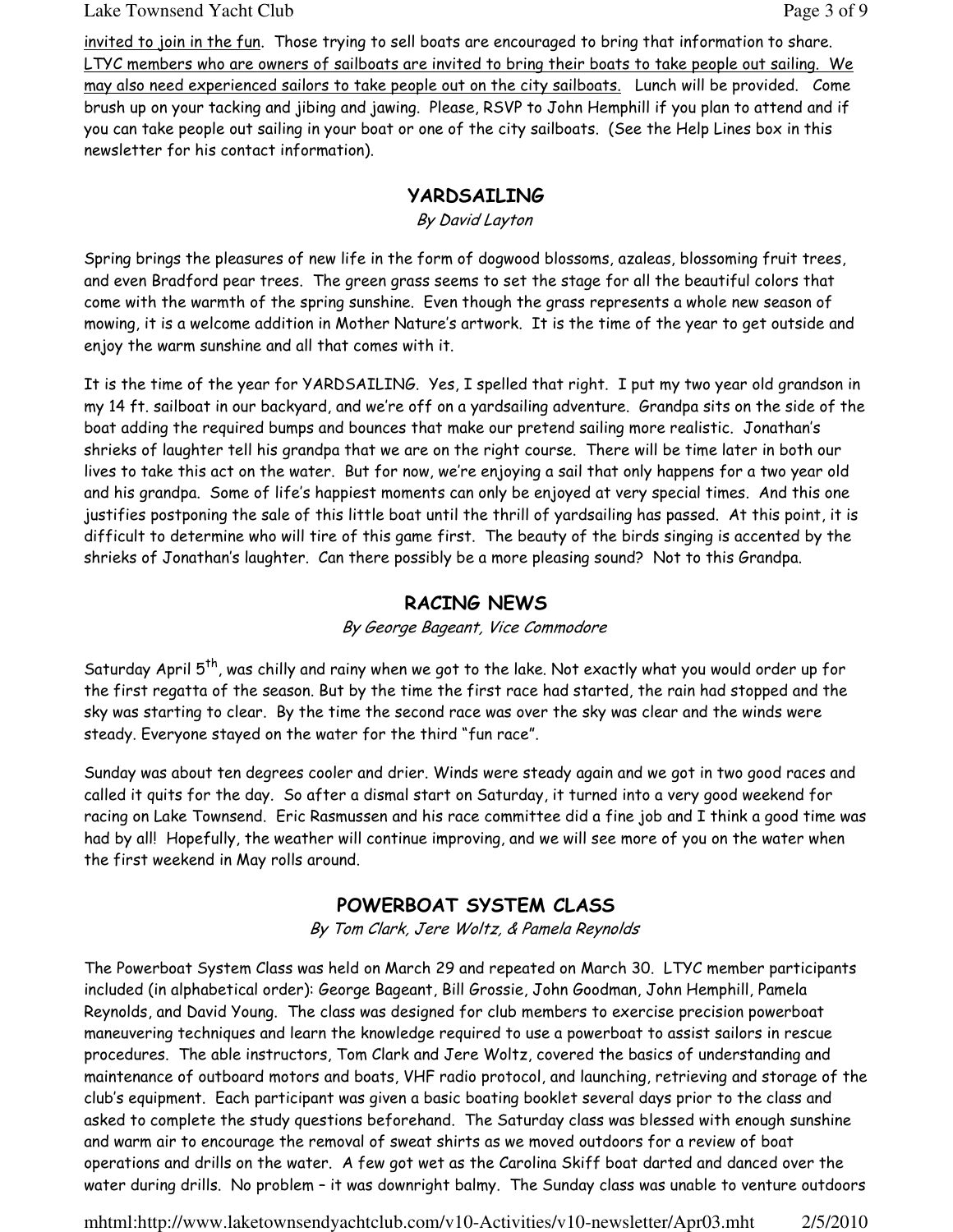invited to join in the fun. Those trying to sell boats are encouraged to bring that information to share. LTYC members who are owners of sailboats are invited to bring their boats to take people out sailing. We may also need experienced sailors to take people out on the city sailboats. Lunch will be provided. Come brush up on your tacking and jibing and jawing. Please, RSVP to John Hemphill if you plan to attend and if you can take people out sailing in your boat or one of the city sailboats. (See the Help Lines box in this newsletter for his contact information).

## YARDSAILING

*By David Layton*

Spring brings the pleasures of new life in the form of dogwood blossoms, azaleas, blossoming fruit trees, and even Bradford pear trees. The green grass seems to set the stage for all the beautiful colors that come with the warmth of the spring sunshine. Even though the grass represents a whole new season of mowing, it is a welcome addition in Mother Nature's artwork. It is the time of the year to get outside and enjoy the warm sunshine and all that comes with it.

It is the time of the year for YARDSAILING. Yes, I spelled that right. I put my two year old grandson in my 14 ft. sailboat in our backyard, and we're off on a yardsailing adventure. Grandpa sits on the side of the boat adding the required bumps and bounces that make our pretend sailing more realistic. Jonathan's shrieks of laughter tell his grandpa that we are on the right course. There will be time later in both our lives to take this act on the water. But for now, we're enjoying a sail that only happens for a two year old and his grandpa. Some of life's happiest moments can only be enjoyed at very special times. And this one justifies postponing the sale of this little boat until the thrill of yardsailing has passed. At this point, it is difficult to determine who will tire of this game first. The beauty of the birds singing is accented by the shrieks of Jonathan's laughter. Can there possibly be a more pleasing sound? Not to this Grandpa.

## RACING NEWS

*By George Bageant, Vice Commodore*

Saturday April 5th, was chilly and rainy when we got to the lake. Not exactly what you would order up for the first regatta of the season. But by the time the first race had started, the rain had stopped and the sky was starting to clear. By the time the second race was over the sky was clear and the winds were steady. Everyone stayed on the water for the third "fun race".

Sunday was about ten degrees cooler and drier. Winds were steady again and we got in two good races and called it quits for the day. So after a dismal start on Saturday, it turned into a very good weekend for racing on Lake Townsend. Eric Rasmussen and his race committee did a fine job and I think a good time was had by all! Hopefully, the weather will continue improving, and we will see more of you on the water when the first weekend in May rolls around.

## POWERBOAT SYSTEM CLASS

*By Tom Clark, Jere Woltz, & Pamela Reynolds*

The Powerboat System Class was held on March 29 and repeated on March 30. LTYC member participants included (in alphabetical order): George Bageant, Bill Grossie, John Goodman, John Hemphill, Pamela Reynolds, and David Young. The class was designed for club members to exercise precision powerboat maneuvering techniques and learn the knowledge required to use a powerboat to assist sailors in rescue procedures. The able instructors, Tom Clark and Jere Woltz, covered the basics of understanding and maintenance of outboard motors and boats, VHF radio protocol, and launching, retrieving and storage of the club's equipment. Each participant was given a basic boating booklet several days prior to the class and asked to complete the study questions beforehand. The Saturday class was blessed with enough sunshine and warm air to encourage the removal of sweat shirts as we moved outdoors for a review of boat operations and drills on the water. A few got wet as the Carolina Skiff boat darted and danced over the water during drills. No problem – it was downright balmy. The Sunday class was unable to venture outdoors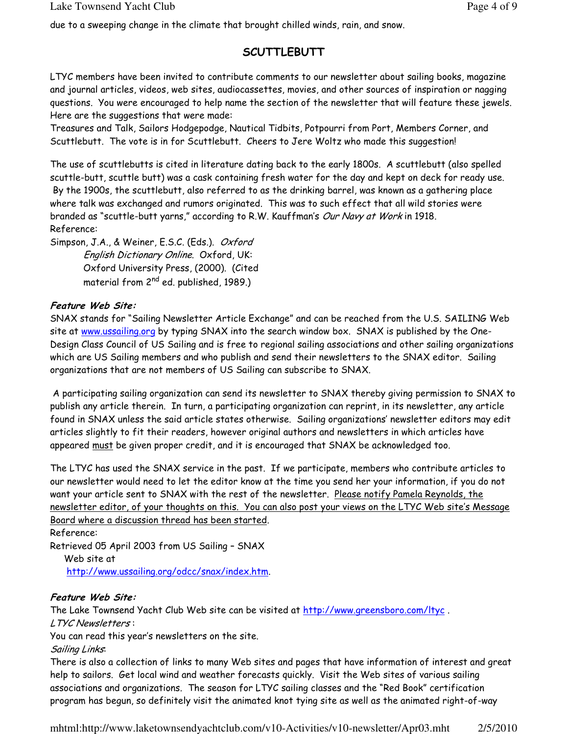due to a sweeping change in the climate that brought chilled winds, rain, and snow.

## SCUTTLEBUTT

LTYC members have been invited to contribute comments to our newsletter about sailing books, magazine and journal articles, videos, web sites, audiocassettes, movies, and other sources of inspiration or nagging questions. You were encouraged to help name the section of the newsletter that will feature these jewels. Here are the suggestions that were made:
Treasures and Talk, Sailors Hodgepodge, Nautical Tidbits, Potpourri from Port, Members Corner, and Scuttlebutt. The vote is in for Scuttlebutt. Cheers to Jere Woltz who made this suggestion!

The use of scuttlebutts is cited in literature dating back to the early 1800s. A scuttlebutt (also spelled scuttle-butt, scuttle butt) was a cask containing fresh water for the day and kept on deck for ready use. By the 1900s, the scuttlebutt, also referred to as the drinking barrel, was known as a gathering place where talk was exchanged and rumors originated. This was to such effect that all wild stories were branded as "scuttle-butt yarns," according to R.W. Kauffman's *Our Navy at Work* in 1918.
Reference:
Simpson, J.A., & Weiner, E.S.C. (Eds.). *Oxford English Dictionary Online*. Oxford, UK: Oxford University Press, (2000). (Cited material from 2nd ed. published, 1989.)

***Feature Web Site:***
SNAX stands for "Sailing Newsletter Article Exchange" and can be reached from the U.S. SAILING Web site at www.ussailing.org by typing SNAX into the search window box. SNAX is published by the One-Design Class Council of US Sailing and is free to regional sailing associations and other sailing organizations which are US Sailing members and who publish and send their newsletters to the SNAX editor. Sailing organizations that are not members of US Sailing can subscribe to SNAX.

A participating sailing organization can send its newsletter to SNAX thereby giving permission to SNAX to publish any article therein. In turn, a participating organization can reprint, in its newsletter, any article found in SNAX unless the said article states otherwise. Sailing organizations' newsletter editors may edit articles slightly to fit their readers, however original authors and newsletters in which articles have appeared must be given proper credit, and it is encouraged that SNAX be acknowledged too.

The LTYC has used the SNAX service in the past. If we participate, members who contribute articles to our newsletter would need to let the editor know at the time you send her your information, if you do not want your article sent to SNAX with the rest of the newsletter. Please notify Pamela Reynolds, the newsletter editor, of your thoughts on this. You can also post your views on the LTYC Web site's Message Board where a discussion thread has been started.
Reference:
Retrieved 05 April 2003 from US Sailing – SNAX Web site at http://www.ussailing.org/odcc/snax/index.htm.

***Feature Web Site:***
The Lake Townsend Yacht Club Web site can be visited at http://www.greensboro.com/ltyc .
*LTYC Newsletters*:
You can read this year's newsletters on the site.
*Sailing Links*:
There is also a collection of links to many Web sites and pages that have information of interest and great help to sailors. Get local wind and weather forecasts quickly. Visit the Web sites of various sailing associations and organizations. The season for LTYC sailing classes and the "Red Book" certification program has begun, so definitely visit the animated knot tying site as well as the animated right-of-way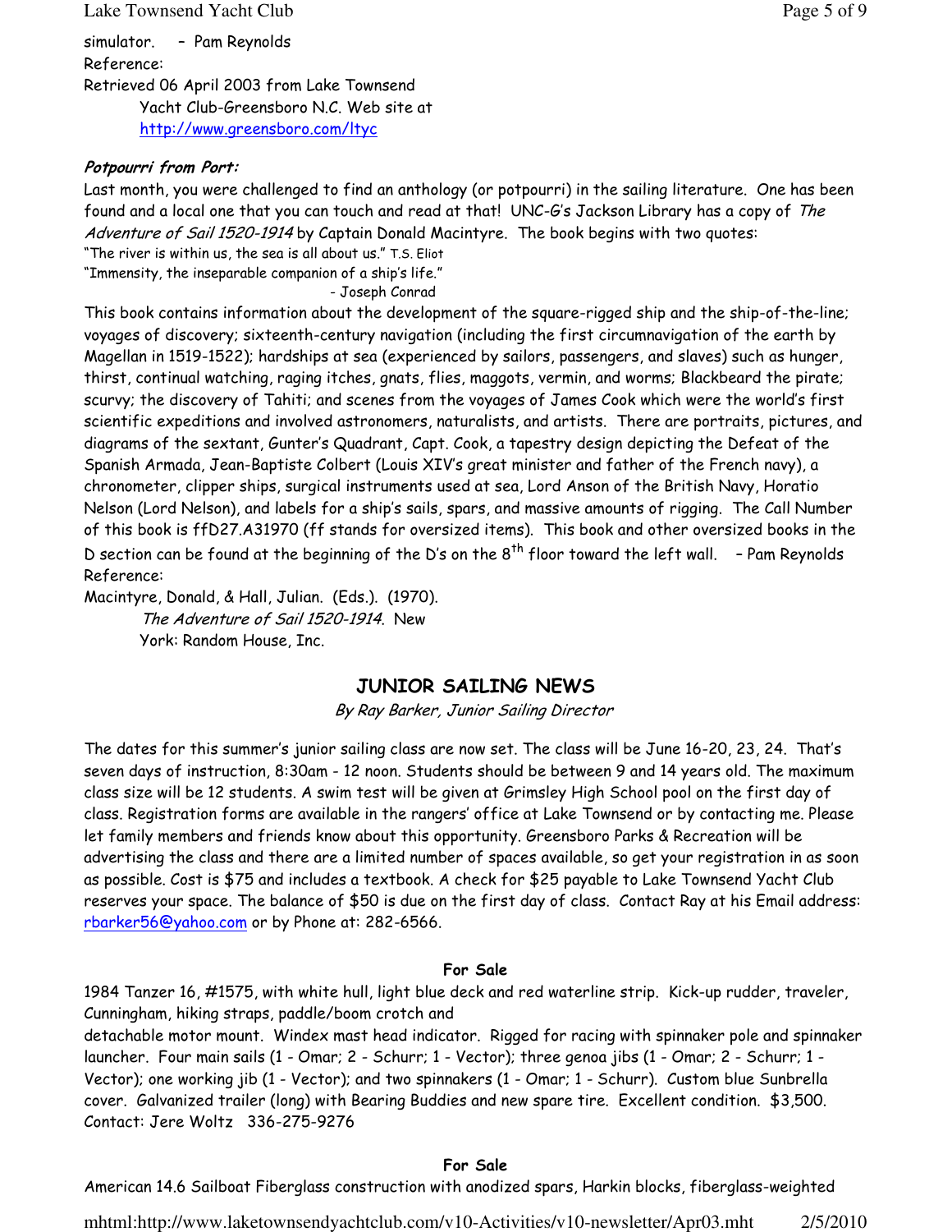simulator. – Pam Reynolds
Reference:
Retrieved 06 April 2003 from Lake Townsend Yacht Club-Greensboro N.C. Web site at http://www.greensboro.com/ltyc

***Potpourri from Port:***

Last month, you were challenged to find an anthology (or potpourri) in the sailing literature. One has been found and a local one that you can touch and read at that! UNC-G's Jackson Library has a copy of *The Adventure of Sail 1520-1914* by Captain Donald Macintyre. The book begins with two quotes:

"The river is within us, the sea is all about us." T.S. Eliot
"Immensity, the inseparable companion of a ship's life."
- Joseph Conrad

This book contains information about the development of the square-rigged ship and the ship-of-the-line; voyages of discovery; sixteenth-century navigation (including the first circumnavigation of the earth by Magellan in 1519-1522); hardships at sea (experienced by sailors, passengers, and slaves) such as hunger, thirst, continual watching, raging itches, gnats, flies, maggots, vermin, and worms; Blackbeard the pirate; scurvy; the discovery of Tahiti; and scenes from the voyages of James Cook which were the world's first scientific expeditions and involved astronomers, naturalists, and artists. There are portraits, pictures, and diagrams of the sextant, Gunter's Quadrant, Capt. Cook, a tapestry design depicting the Defeat of the Spanish Armada, Jean-Baptiste Colbert (Louis XIV's great minister and father of the French navy), a chronometer, clipper ships, surgical instruments used at sea, Lord Anson of the British Navy, Horatio Nelson (Lord Nelson), and labels for a ship's sails, spars, and massive amounts of rigging. The Call Number of this book is ffD27.A31970 (ff stands for oversized items). This book and other oversized books in the D section can be found at the beginning of the D's on the 8th floor toward the left wall. – Pam Reynolds
Reference:
Macintyre, Donald, & Hall, Julian. (Eds.). (1970). *The Adventure of Sail 1520-1914*. New York: Random House, Inc.

## JUNIOR SAILING NEWS

*By Ray Barker, Junior Sailing Director*

The dates for this summer's junior sailing class are now set. The class will be June 16-20, 23, 24. That's seven days of instruction, 8:30am - 12 noon. Students should be between 9 and 14 years old. The maximum class size will be 12 students. A swim test will be given at Grimsley High School pool on the first day of class. Registration forms are available in the rangers' office at Lake Townsend or by contacting me. Please let family members and friends know about this opportunity. Greensboro Parks & Recreation will be advertising the class and there are a limited number of spaces available, so get your registration in as soon as possible. Cost is $75 and includes a textbook. A check for $25 payable to Lake Townsend Yacht Club reserves your space. The balance of $50 is due on the first day of class. Contact Ray at his Email address: rbarker56@yahoo.com or by Phone at: 282-6566.

**For Sale**

1984 Tanzer 16, #1575, with white hull, light blue deck and red waterline strip. Kick-up rudder, traveler, Cunningham, hiking straps, paddle/boom crotch and detachable motor mount. Windex mast head indicator. Rigged for racing with spinnaker pole and spinnaker launcher. Four main sails (1 - Omar; 2 - Schurr; 1 - Vector); three genoa jibs (1 - Omar; 2 - Schurr; 1 - Vector); one working jib (1 - Vector); and two spinnakers (1 - Omar; 1 - Schurr). Custom blue Sunbrella cover. Galvanized trailer (long) with Bearing Buddies and new spare tire. Excellent condition. $3,500. Contact: Jere Woltz 336-275-9276

**For Sale**

American 14.6 Sailboat Fiberglass construction with anodized spars, Harkin blocks, fiberglass-weighted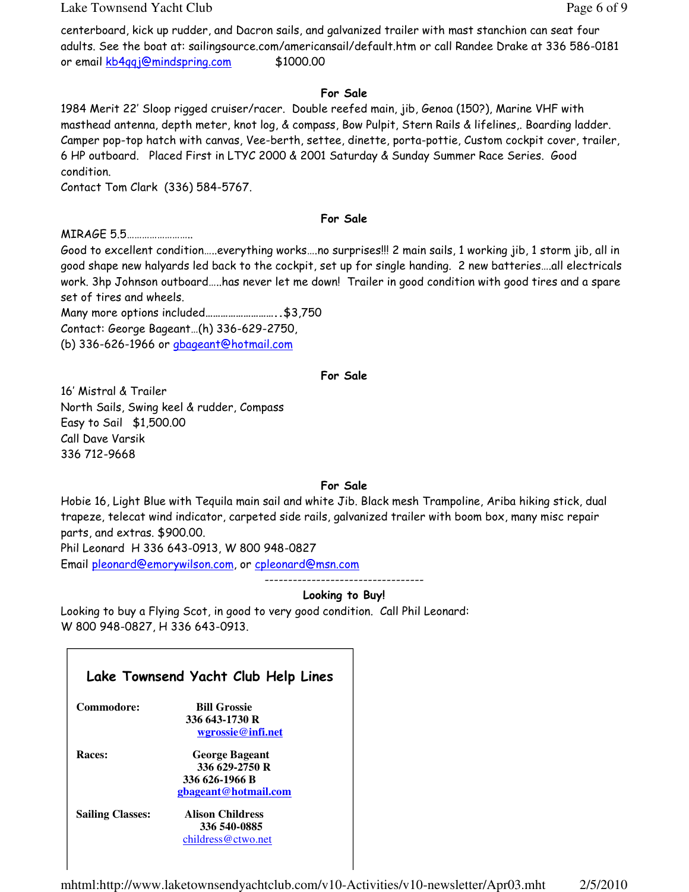centerboard, kick up rudder, and Dacron sails, and galvanized trailer with mast stanchion can seat four adults. See the boat at: sailingsource.com/americansail/default.htm or call Randee Drake at 336 586-0181 or email kb4qqj@mindspring.com $1000.00

**For Sale**

1984 Merit 22' Sloop rigged cruiser/racer. Double reefed main, jib, Genoa (150?), Marine VHF with masthead antenna, depth meter, knot log, & compass, Bow Pulpit, Stern Rails & lifelines,. Boarding ladder. Camper pop-top hatch with canvas, Vee-berth, settee, dinette, porta-pottie, Custom cockpit cover, trailer, 6 HP outboard. Placed First in LTYC 2000 & 2001 Saturday & Sunday Summer Race Series. Good condition.

Contact Tom Clark (336) 584-5767.

**For Sale**

MIRAGE 5.5……………………..

Good to excellent condition…..everything works….no surprises!!! 2 main sails, 1 working jib, 1 storm jib, all in good shape new halyards led back to the cockpit, set up for single handing. 2 new batteries….all electricals work. 3hp Johnson outboard…..has never let me down! Trailer in good condition with good tires and a spare set of tires and wheels.

Many more options included……………………….$3,750

Contact: George Bageant…(h) 336-629-2750,

(b) 336-626-1966 or gbageant@hotmail.com

**For Sale**

16' Mistral & Trailer

North Sails, Swing keel & rudder, Compass

Easy to Sail $1,500.00

Call Dave Varsik

336 712-9668

**For Sale**

Hobie 16, Light Blue with Tequila main sail and white Jib. Black mesh Trampoline, Ariba hiking stick, dual trapeze, telecat wind indicator, carpeted side rails, galvanized trailer with boom box, many misc repair parts, and extras. $900.00.

Phil Leonard H 336 643-0913, W 800 948-0827

Email pleonard@emorywilson.com, or cpleonard@msn.com

---

**Looking to Buy!**

Looking to buy a Flying Scot, in good to very good condition. Call Phil Leonard:
W 800 948-0827, H 336 643-0913.

## Lake Townsend Yacht Club Help Lines

**Commodore:** **Bill Grossie**
**336 643-1730 R**
**wgrossie@infi.net**

**Races:** **George Bageant**
**336 629-2750 R**
**336 626-1966 B**
**gbageant@hotmail.com**

**Sailing Classes:** **Alison Childress**
**336 540-0885**
childress@ctwo.net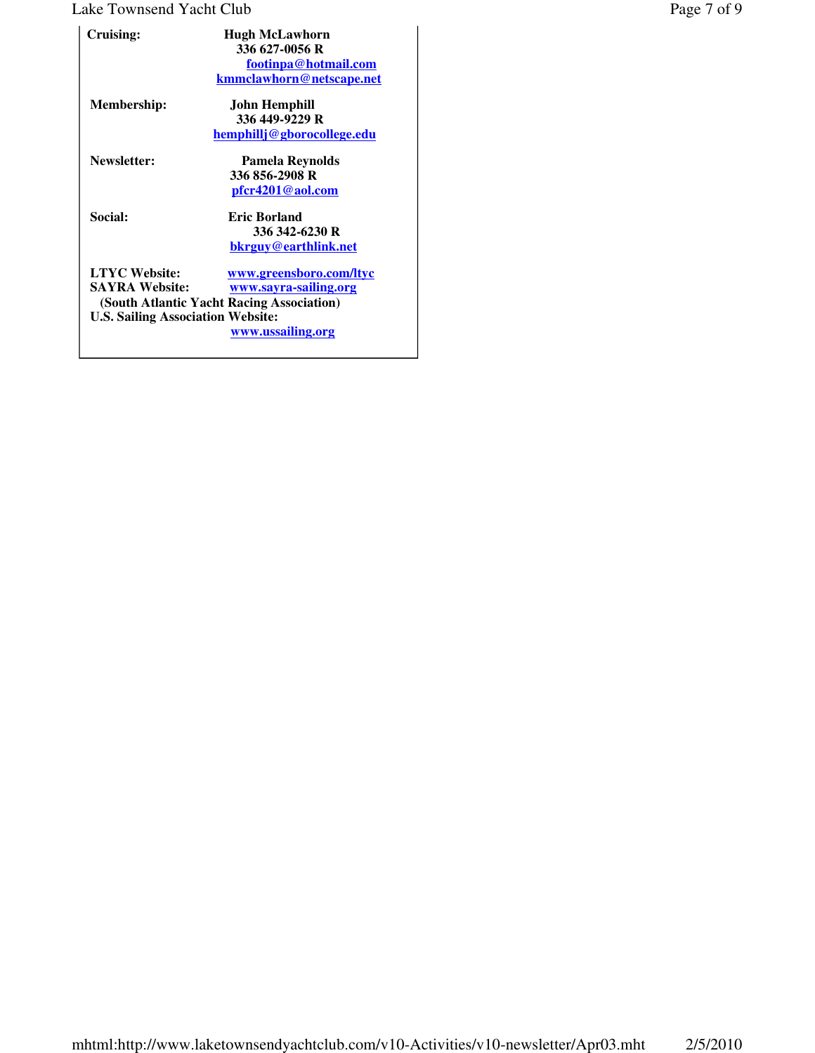**Cruising:** **Hugh McLawhorn**
**336 627-0056 R**
**footinpa@hotmail.com**
**kmmclawhorn@netscape.net**

**Membership:** **John Hemphill**
**336 449-9229 R**
**hemphillj@gborocollege.edu**

**Newsletter:** **Pamela Reynolds**
**336 856-2908 R**
**pfcr4201@aol.com**

**Social:** **Eric Borland**
**336 342-6230 R**
**bkrguy@earthlink.net**

**LTYC Website:** **www.greensboro.com/ltyc**
**SAYRA Website:** **www.sayra-sailing.org**
**(South Atlantic Yacht Racing Association)**
**U.S. Sailing Association Website:**
**www.ussailing.org**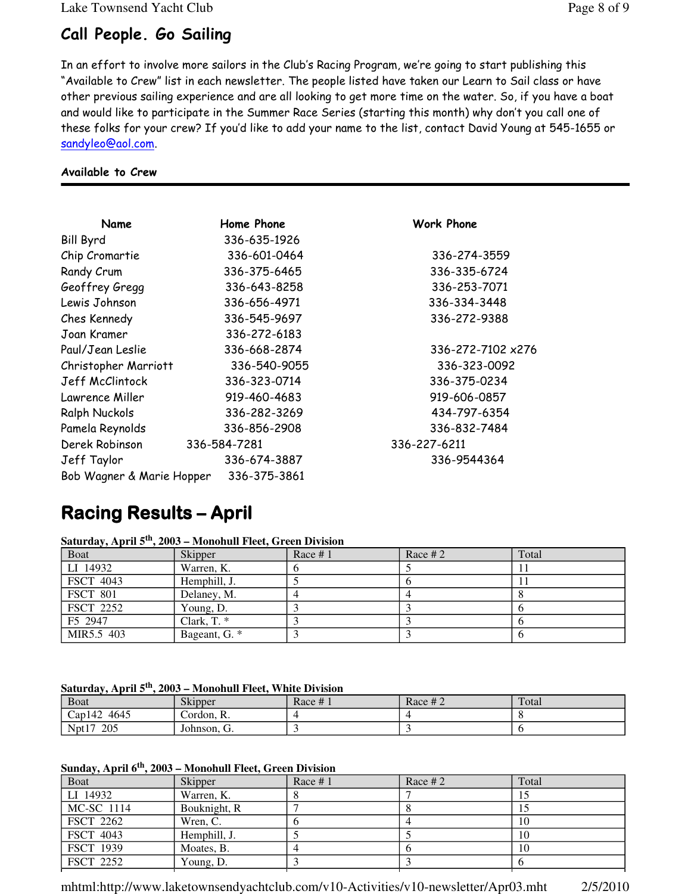## Call People. Go Sailing

In an effort to involve more sailors in the Club's Racing Program, we're going to start publishing this "Available to Crew" list in each newsletter. The people listed have taken our Learn to Sail class or have other previous sailing experience and are all looking to get more time on the water. So, if you have a boat and would like to participate in the Summer Race Series (starting this month) why don't you call one of these folks for your crew? If you'd like to add your name to the list, contact David Young at 545-1655 or sandyleo@aol.com.

**Available to Crew**

| Name | Home Phone | Work Phone |
|---|---|---|
| Bill Byrd | 336-635-1926 | |
| Chip Cromartie | 336-601-0464 | 336-274-3559 |
| Randy Crum | 336-375-6465 | 336-335-6724 |
| Geoffrey Gregg | 336-643-8258 | 336-253-7071 |
| Lewis Johnson | 336-656-4971 | 336-334-3448 |
| Ches Kennedy | 336-545-9697 | 336-272-9388 |
| Joan Kramer | 336-272-6183 | |
| Paul/Jean Leslie | 336-668-2874 | 336-272-7102 x276 |
| Christopher Marriott | 336-540-9055 | 336-323-0092 |
| Jeff McClintock | 336-323-0714 | 336-375-0234 |
| Lawrence Miller | 919-460-4683 | 919-606-0857 |
| Ralph Nuckols | 336-282-3269 | 434-797-6354 |
| Pamela Reynolds | 336-856-2908 | 336-832-7484 |
| Derek Robinson | 336-584-7281 | 336-227-6211 |
| Jeff Taylor | 336-674-3887 | 336-9544364 |
| Bob Wagner & Marie Hopper | 336-375-3861 | |

# Racing Results – April

**Saturday, April 5th, 2003 – Monohull Fleet, Green Division**

| Boat | Skipper | Race # 1 | Race # 2 | Total |
|---|---|---|---|---|
| LI 14932 | Warren, K. | 6 | 5 | 11 |
| FSCT 4043 | Hemphill, J. | 5 | 6 | 11 |
| FSCT 801 | Delaney, M. | 4 | 4 | 8 |
| FSCT 2252 | Young, D. | 3 | 3 | 6 |
| F5 2947 | Clark, T. * | 3 | 3 | 6 |
| MIR5.5 403 | Bageant, G. * | 3 | 3 | 6 |

**Saturday, April 5th, 2003 – Monohull Fleet, White Division**

| Boat | Skipper | Race # 1 | Race # 2 | Total |
|---|---|---|---|---|
| Cap142 4645 | Cordon, R. | 4 | 4 | 8 |
| Npt17 205 | Johnson, G. | 3 | 3 | 6 |

**Sunday, April 6th, 2003 – Monohull Fleet, Green Division**

| Boat | Skipper | Race # 1 | Race # 2 | Total |
|---|---|---|---|---|
| LI 14932 | Warren, K. | 8 | 7 | 15 |
| MC-SC 1114 | Bouknight, R | 7 | 8 | 15 |
| FSCT 2262 | Wren, C. | 6 | 4 | 10 |
| FSCT 4043 | Hemphill, J. | 5 | 5 | 10 |
| FSCT 1939 | Moates, B. | 4 | 6 | 10 |
| FSCT 2252 | Young, D. | 3 | 3 | 6 |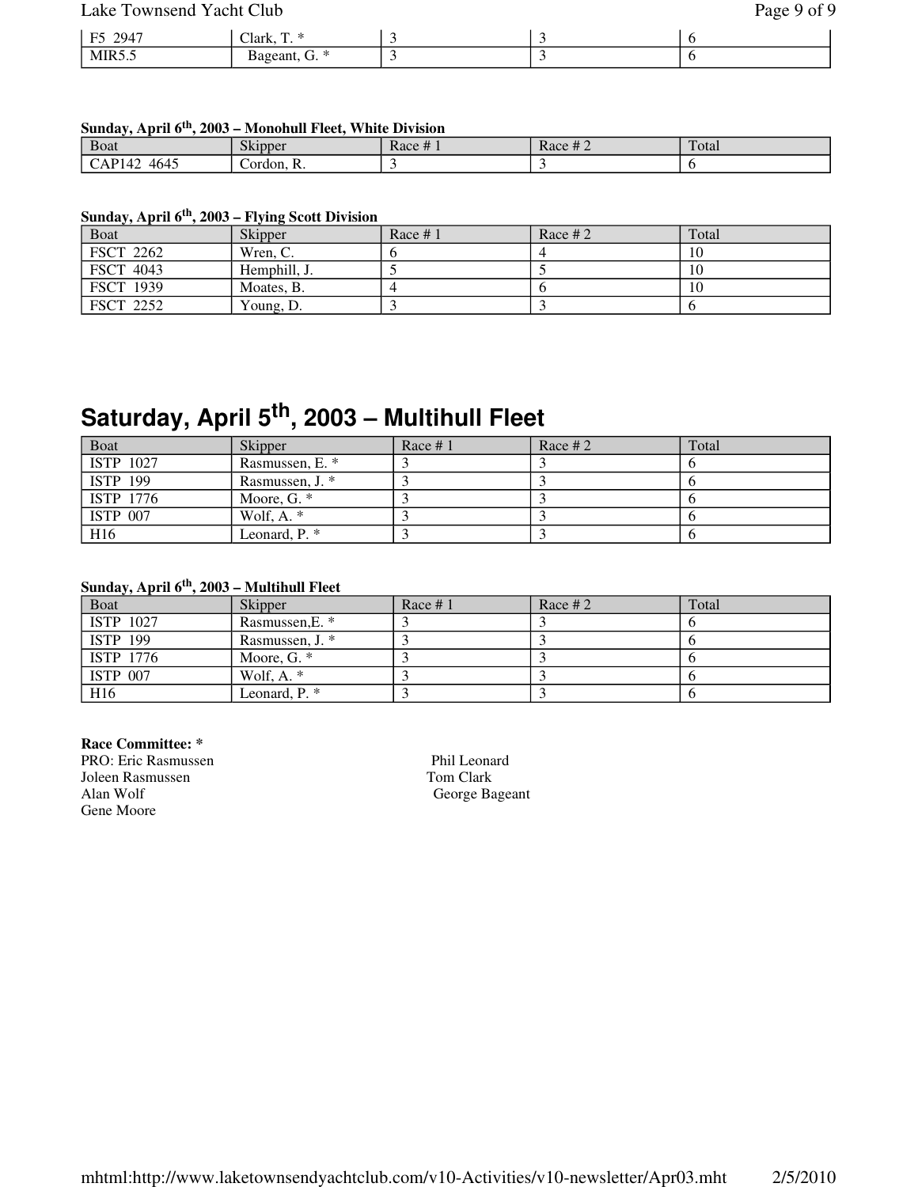| | | | | |
|---|---|---|---|---|
| F5 2947 | Clark, T. * | 3 | 3 | 6 |
| MIR5.5 | Bageant, G. * | 3 | 3 | 6 |

**Sunday, April 6th, 2003 – Monohull Fleet, White Division**

| Boat | Skipper | Race # 1 | Race # 2 | Total |
|---|---|---|---|---|
| CAP142 4645 | Cordon, R. | 3 | 3 | 6 |

**Sunday, April 6th, 2003 – Flying Scott Division**

| Boat | Skipper | Race # 1 | Race # 2 | Total |
|---|---|---|---|---|
| FSCT 2262 | Wren, C. | 6 | 4 | 10 |
| FSCT 4043 | Hemphill, J. | 5 | 5 | 10 |
| FSCT 1939 | Moates, B. | 4 | 6 | 10 |
| FSCT 2252 | Young, D. | 3 | 3 | 6 |

# Saturday, April 5th, 2003 – Multihull Fleet

| Boat | Skipper | Race # 1 | Race # 2 | Total |
|---|---|---|---|---|
| ISTP 1027 | Rasmussen, E. * | 3 | 3 | 6 |
| ISTP 199 | Rasmussen, J. * | 3 | 3 | 6 |
| ISTP 1776 | Moore, G. * | 3 | 3 | 6 |
| ISTP 007 | Wolf, A. * | 3 | 3 | 6 |
| H16 | Leonard, P. * | 3 | 3 | 6 |

**Sunday, April 6th, 2003 – Multihull Fleet**

| Boat | Skipper | Race # 1 | Race # 2 | Total |
|---|---|---|---|---|
| ISTP 1027 | Rasmussen,E. * | 3 | 3 | 6 |
| ISTP 199 | Rasmussen, J. * | 3 | 3 | 6 |
| ISTP 1776 | Moore, G. * | 3 | 3 | 6 |
| ISTP 007 | Wolf, A. * | 3 | 3 | 6 |
| H16 | Leonard, P. * | 3 | 3 | 6 |

**Race Committee: ***

PRO: Eric Rasmussen
Joleen Rasmussen
Alan Wolf
Gene Moore
Phil Leonard
Tom Clark
George Bageant